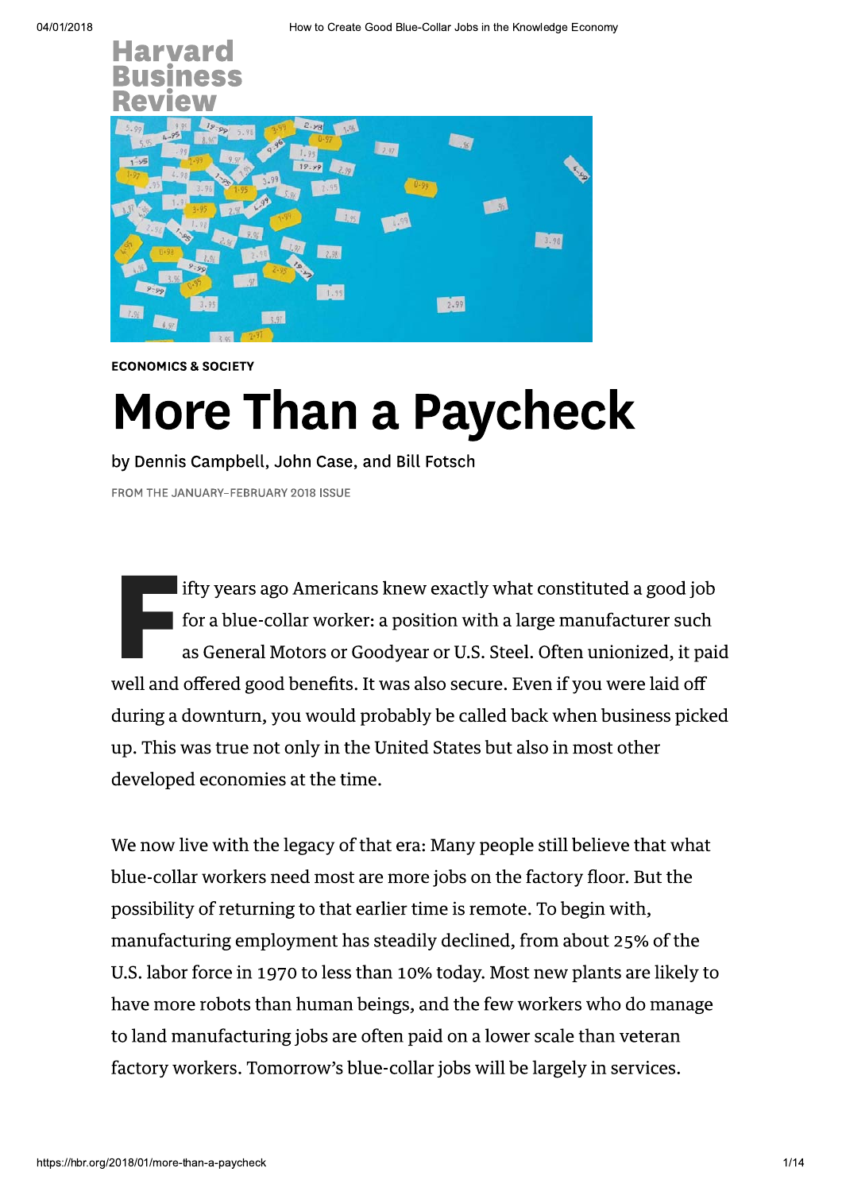Harvard Business Review

ECONOMICS & SOCIETY

# More Than a Paycheck

by Dennis Campbell, John Case, and Bill Fotsch

FROM THE JANUARY–FEBRUARY 2018 ISSUE

Fifty years ago Americans knew exactly what constituted a good job for a blue-collar worker: a position with a large manufacturer such as General Motors or Goodyear or U.S. Steel. Often unionized, it paid well and offered good benefits. It was also secure. Even if you were laid off during a downturn, you would probably be called back when business picked up. This was true not only in the United States but also in most other developed economies at the time.

We now live with the legacy of that era: Many people still believe that what blue-collar workers need most are more jobs on the factory floor. But the possibility of returning to that earlier time is remote. To begin with, manufacturing employment has steadily declined, from about 25% of the U.S. labor force in 1970 to less than 10% today. Most new plants are likely to have more robots than human beings, and the few workers who do manage to land manufacturing jobs are often paid on a lower scale than veteran factory workers. Tomorrow's blue-collar jobs will be largely in services.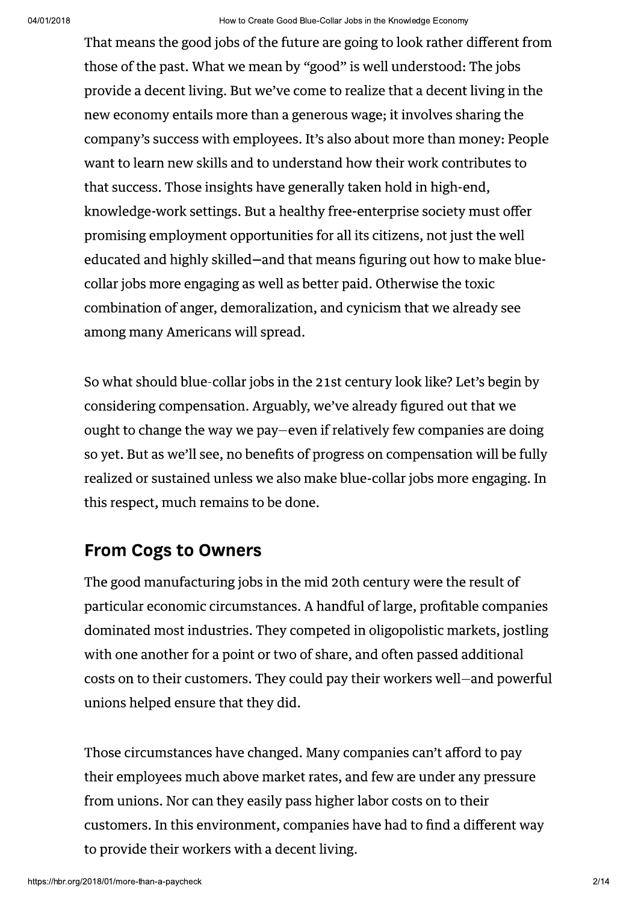That means the good jobs of the future are going to look rather different from those of the past. What we mean by "good" is well understood: The jobs provide a decent living. But we've come to realize that a decent living in the new economy entails more than a generous wage; it involves sharing the company's success with employees. It's also about more than money: People want to learn new skills and to understand how their work contributes to that success. Those insights have generally taken hold in high-end, knowledge-work settings. But a healthy free-enterprise society must offer promising employment opportunities for all its citizens, not just the well educated and highly skilled—and that means figuring out how to make blue-collar jobs more engaging as well as better paid. Otherwise the toxic combination of anger, demoralization, and cynicism that we already see among many Americans will spread.

So what should blue-collar jobs in the 21st century look like? Let's begin by considering compensation. Arguably, we've already figured out that we ought to change the way we pay—even if relatively few companies are doing so yet. But as we'll see, no benefits of progress on compensation will be fully realized or sustained unless we also make blue-collar jobs more engaging. In this respect, much remains to be done.

## From Cogs to Owners

The good manufacturing jobs in the mid 20th century were the result of particular economic circumstances. A handful of large, profitable companies dominated most industries. They competed in oligopolistic markets, jostling with one another for a point or two of share, and often passed additional costs on to their customers. They could pay their workers well—and powerful unions helped ensure that they did.

Those circumstances have changed. Many companies can't afford to pay their employees much above market rates, and few are under any pressure from unions. Nor can they easily pass higher labor costs on to their customers. In this environment, companies have had to find a different way to provide their workers with a decent living.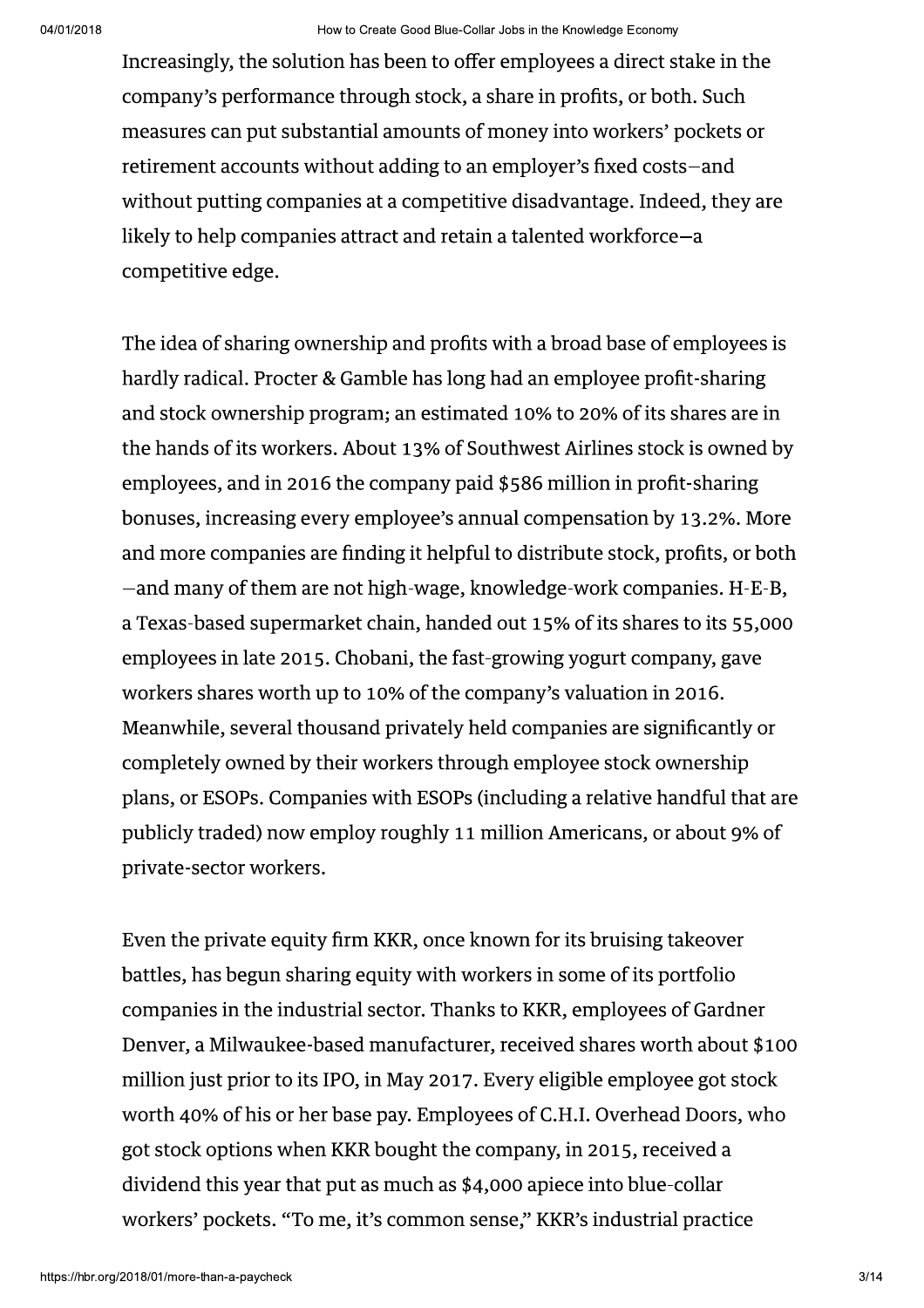Increasingly, the solution has been to offer employees a direct stake in the company's performance through stock, a share in profits, or both. Such measures can put substantial amounts of money into workers' pockets or retirement accounts without adding to an employer's fixed costs—and without putting companies at a competitive disadvantage. Indeed, they are likely to help companies attract and retain a talented workforce—a competitive edge.

The idea of sharing ownership and profits with a broad base of employees is hardly radical. Procter & Gamble has long had an employee profit-sharing and stock ownership program; an estimated 10% to 20% of its shares are in the hands of its workers. About 13% of Southwest Airlines stock is owned by employees, and in 2016 the company paid $586 million in profit-sharing bonuses, increasing every employee's annual compensation by 13.2%. More and more companies are finding it helpful to distribute stock, profits, or both—and many of them are not high-wage, knowledge-work companies. H-E-B, a Texas-based supermarket chain, handed out 15% of its shares to its 55,000 employees in late 2015. Chobani, the fast-growing yogurt company, gave workers shares worth up to 10% of the company's valuation in 2016. Meanwhile, several thousand privately held companies are significantly or completely owned by their workers through employee stock ownership plans, or ESOPs. Companies with ESOPs (including a relative handful that are publicly traded) now employ roughly 11 million Americans, or about 9% of private-sector workers.

Even the private equity firm KKR, once known for its bruising takeover battles, has begun sharing equity with workers in some of its portfolio companies in the industrial sector. Thanks to KKR, employees of Gardner Denver, a Milwaukee-based manufacturer, received shares worth about $100 million just prior to its IPO, in May 2017. Every eligible employee got stock worth 40% of his or her base pay. Employees of C.H.I. Overhead Doors, who got stock options when KKR bought the company, in 2015, received a dividend this year that put as much as $4,000 apiece into blue-collar workers' pockets. "To me, it's common sense," KKR's industrial practice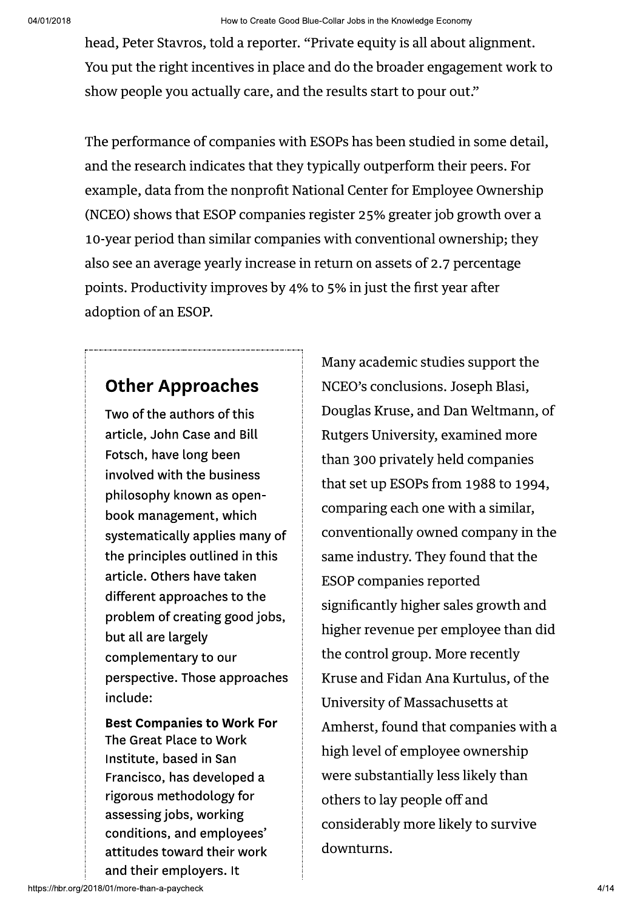head, Peter Stavros, told a reporter. "Private equity is all about alignment. You put the right incentives in place and do the broader engagement work to show people you actually care, and the results start to pour out."

The performance of companies with ESOPs has been studied in some detail, and the research indicates that they typically outperform their peers. For example, data from the nonprofit National Center for Employee Ownership (NCEO) shows that ESOP companies register 25% greater job growth over a 10-year period than similar companies with conventional ownership; they also see an average yearly increase in return on assets of 2.7 percentage points. Productivity improves by 4% to 5% in just the first year after adoption of an ESOP.

Many academic studies support the NCEO's conclusions. Joseph Blasi, Douglas Kruse, and Dan Weltmann, of Rutgers University, examined more than 300 privately held companies that set up ESOPs from 1988 to 1994, comparing each one with a similar, conventionally owned company in the same industry. They found that the ESOP companies reported significantly higher sales growth and higher revenue per employee than did the control group. More recently Kruse and Fidan Ana Kurtulus, of the University of Massachusetts at Amherst, found that companies with a high level of employee ownership were substantially less likely than others to lay people off and considerably more likely to survive downturns.

## Other Approaches

Two of the authors of this article, John Case and Bill Fotsch, have long been involved with the business philosophy known as open-book management, which systematically applies many of the principles outlined in this article. Others have taken different approaches to the problem of creating good jobs, but all are largely complementary to our perspective. Those approaches include:

**Best Companies to Work For**
The Great Place to Work Institute, based in San Francisco, has developed a rigorous methodology for assessing jobs, working conditions, and employees' attitudes toward their work and their employers. It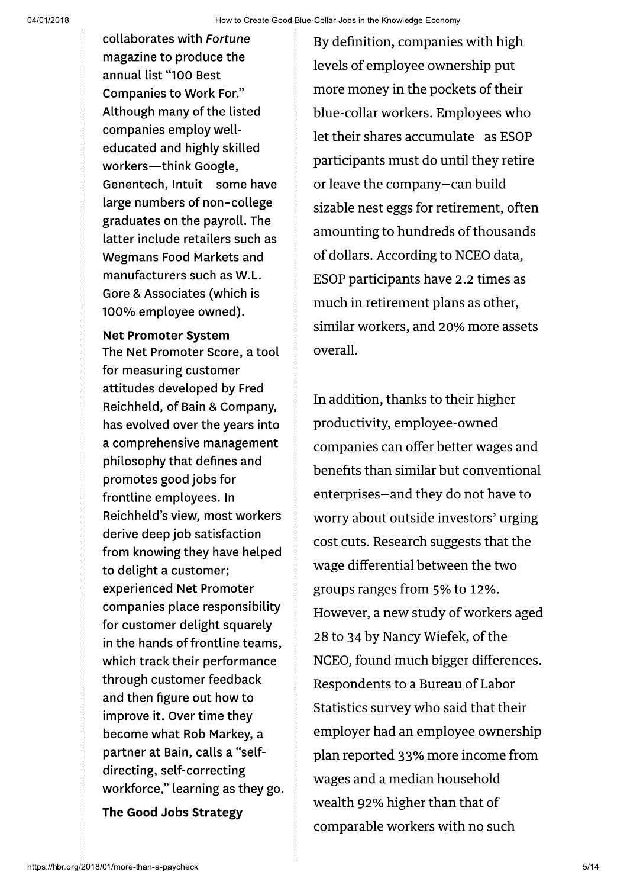collaborates with *Fortune* magazine to produce the annual list "100 Best Companies to Work For." Although many of the listed companies employ well-educated and highly skilled workers—think Google, Genentech, Intuit—some have large numbers of non-college graduates on the payroll. The latter include retailers such as Wegmans Food Markets and manufacturers such as W.L. Gore & Associates (which is 100% employee owned).

**Net Promoter System**
The Net Promoter Score, a tool for measuring customer attitudes developed by Fred Reichheld, of Bain & Company, has evolved over the years into a comprehensive management philosophy that defines and promotes good jobs for frontline employees. In Reichheld's view, most workers derive deep job satisfaction from knowing they have helped to delight a customer; experienced Net Promoter companies place responsibility for customer delight squarely in the hands of frontline teams, which track their performance through customer feedback and then figure out how to improve it. Over time they become what Rob Markey, a partner at Bain, calls a "self-directing, self-correcting workforce," learning as they go.

**The Good Jobs Strategy**

By definition, companies with high levels of employee ownership put more money in the pockets of their blue-collar workers. Employees who let their shares accumulate—as ESOP participants must do until they retire or leave the company—can build sizable nest eggs for retirement, often amounting to hundreds of thousands of dollars. According to NCEO data, ESOP participants have 2.2 times as much in retirement plans as other, similar workers, and 20% more assets overall.

In addition, thanks to their higher productivity, employee-owned companies can offer better wages and benefits than similar but conventional enterprises—and they do not have to worry about outside investors' urging cost cuts. Research suggests that the wage differential between the two groups ranges from 5% to 12%. However, a new study of workers aged 28 to 34 by Nancy Wiefek, of the NCEO, found much bigger differences. Respondents to a Bureau of Labor Statistics survey who said that their employer had an employee ownership plan reported 33% more income from wages and a median household wealth 92% higher than that of comparable workers with no such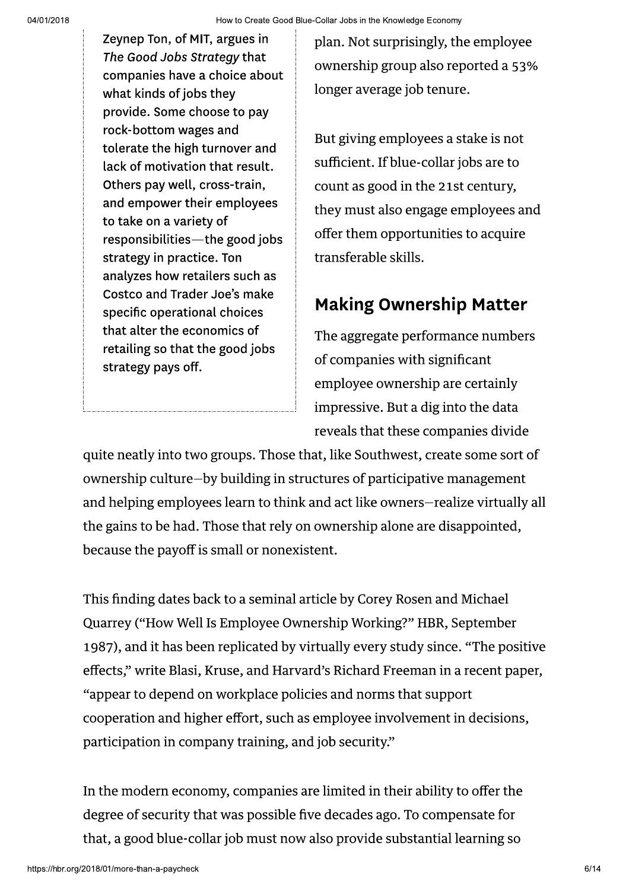Zeynep Ton, of MIT, argues in *The Good Jobs Strategy* that companies have a choice about what kinds of jobs they provide. Some choose to pay rock-bottom wages and tolerate the high turnover and lack of motivation that result. Others pay well, cross-train, and empower their employees to take on a variety of responsibilities—the good jobs strategy in practice. Ton analyzes how retailers such as Costco and Trader Joe's make specific operational choices that alter the economics of retailing so that the good jobs strategy pays off.

plan. Not surprisingly, the employee ownership group also reported a 53% longer average job tenure.

But giving employees a stake is not sufficient. If blue-collar jobs are to count as good in the 21st century, they must also engage employees and offer them opportunities to acquire transferable skills.

## Making Ownership Matter

The aggregate performance numbers of companies with significant employee ownership are certainly impressive. But a dig into the data reveals that these companies divide quite neatly into two groups. Those that, like Southwest, create some sort of ownership culture—by building in structures of participative management and helping employees learn to think and act like owners—realize virtually all the gains to be had. Those that rely on ownership alone are disappointed, because the payoff is small or nonexistent.

This finding dates back to a seminal article by Corey Rosen and Michael Quarrey ("How Well Is Employee Ownership Working?" HBR, September 1987), and it has been replicated by virtually every study since. "The positive effects," write Blasi, Kruse, and Harvard's Richard Freeman in a recent paper, "appear to depend on workplace policies and norms that support cooperation and higher effort, such as employee involvement in decisions, participation in company training, and job security."

In the modern economy, companies are limited in their ability to offer the degree of security that was possible five decades ago. To compensate for that, a good blue-collar job must now also provide substantial learning so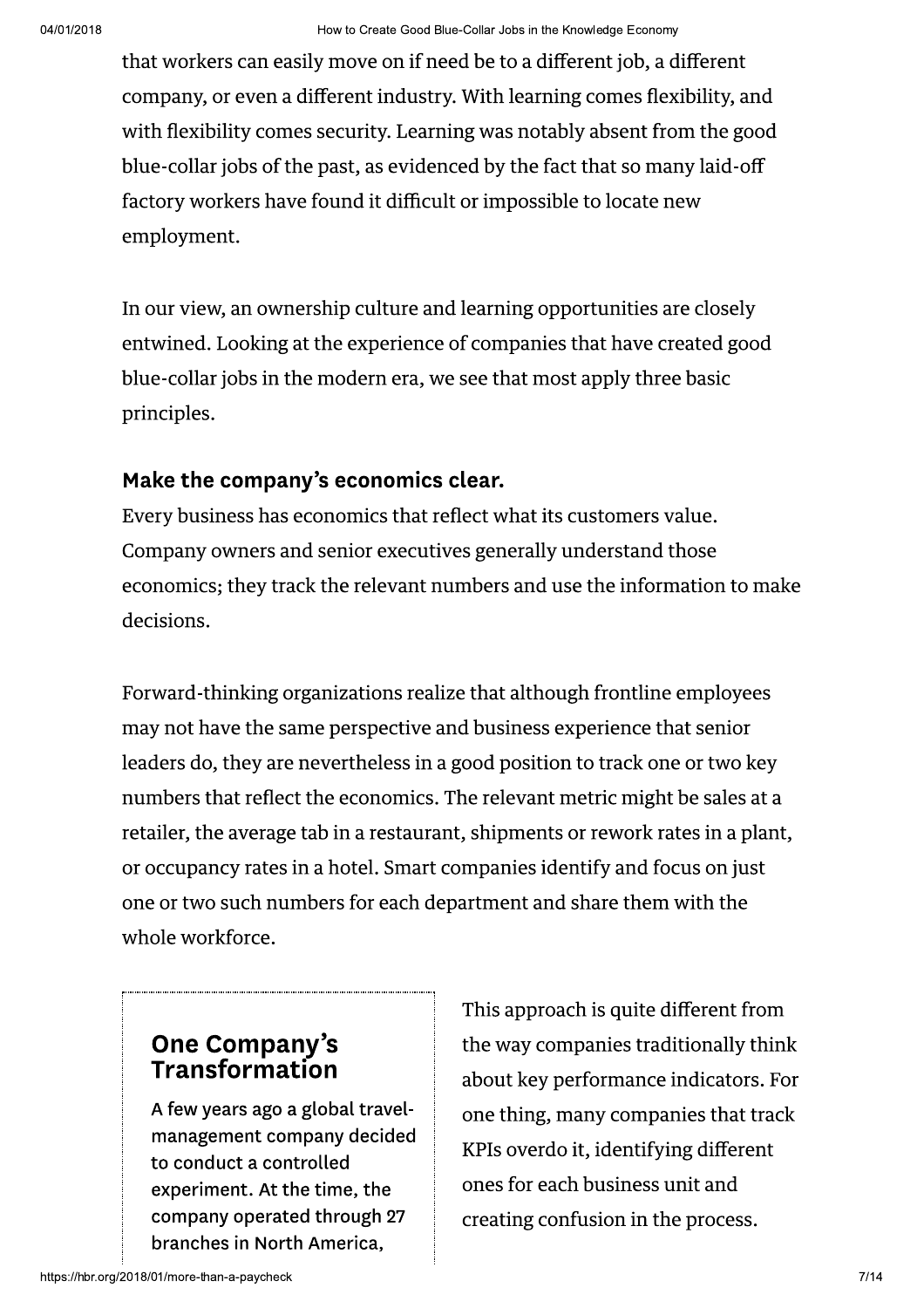that workers can easily move on if need be to a different job, a different company, or even a different industry. With learning comes flexibility, and with flexibility comes security. Learning was notably absent from the good blue-collar jobs of the past, as evidenced by the fact that so many laid-off factory workers have found it difficult or impossible to locate new employment.

In our view, an ownership culture and learning opportunities are closely entwined. Looking at the experience of companies that have created good blue-collar jobs in the modern era, we see that most apply three basic principles.

### Make the company's economics clear.

Every business has economics that reflect what its customers value. Company owners and senior executives generally understand those economics; they track the relevant numbers and use the information to make decisions.

Forward-thinking organizations realize that although frontline employees may not have the same perspective and business experience that senior leaders do, they are nevertheless in a good position to track one or two key numbers that reflect the economics. The relevant metric might be sales at a retailer, the average tab in a restaurant, shipments or rework rates in a plant, or occupancy rates in a hotel. Smart companies identify and focus on just one or two such numbers for each department and share them with the whole workforce.

This approach is quite different from the way companies traditionally think about key performance indicators. For one thing, many companies that track KPIs overdo it, identifying different ones for each business unit and creating confusion in the process.

> **One Company's Transformation**
>
> A few years ago a global travel-management company decided to conduct a controlled experiment. At the time, the company operated through 27 branches in North America,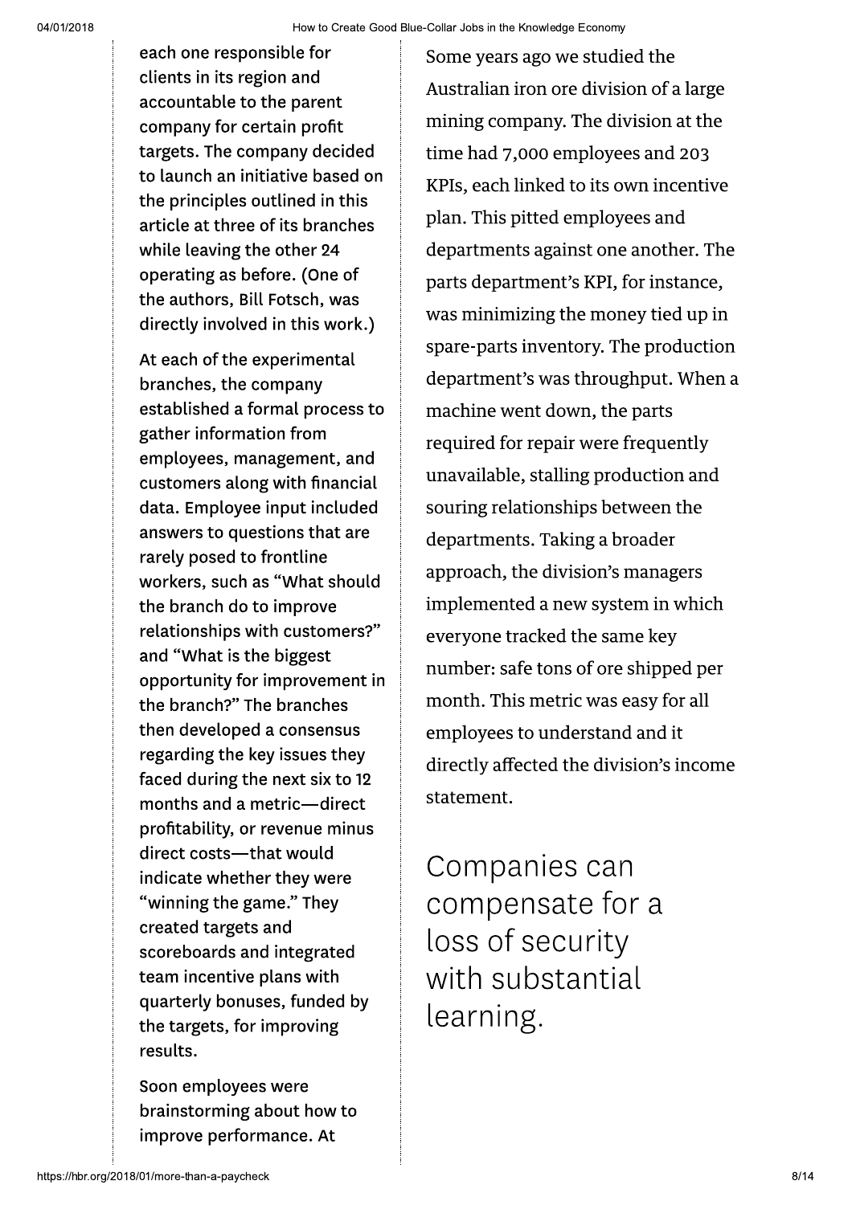each one responsible for clients in its region and accountable to the parent company for certain profit targets. The company decided to launch an initiative based on the principles outlined in this article at three of its branches while leaving the other 24 operating as before. (One of the authors, Bill Fotsch, was directly involved in this work.)

At each of the experimental branches, the company established a formal process to gather information from employees, management, and customers along with financial data. Employee input included answers to questions that are rarely posed to frontline workers, such as "What should the branch do to improve relationships with customers?" and "What is the biggest opportunity for improvement in the branch?" The branches then developed a consensus regarding the key issues they faced during the next six to 12 months and a metric—direct profitability, or revenue minus direct costs—that would indicate whether they were "winning the game." They created targets and scoreboards and integrated team incentive plans with quarterly bonuses, funded by the targets, for improving results.

Soon employees were brainstorming about how to improve performance. At

Some years ago we studied the Australian iron ore division of a large mining company. The division at the time had 7,000 employees and 203 KPIs, each linked to its own incentive plan. This pitted employees and departments against one another. The parts department's KPI, for instance, was minimizing the money tied up in spare-parts inventory. The production department's was throughput. When a machine went down, the parts required for repair were frequently unavailable, stalling production and souring relationships between the departments. Taking a broader approach, the division's managers implemented a new system in which everyone tracked the same key number: safe tons of ore shipped per month. This metric was easy for all employees to understand and it directly affected the division's income statement.

Companies can compensate for a loss of security with substantial learning.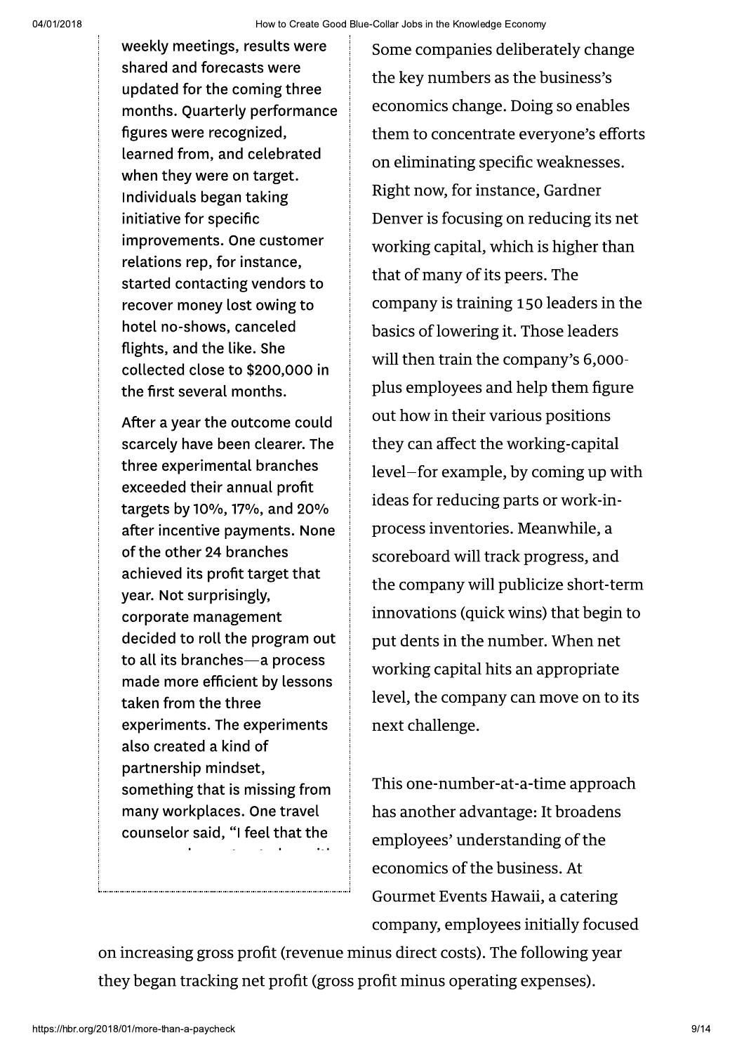weekly meetings, results were shared and forecasts were updated for the coming three months. Quarterly performance figures were recognized, learned from, and celebrated when they were on target. Individuals began taking initiative for specific improvements. One customer relations rep, for instance, started contacting vendors to recover money lost owing to hotel no-shows, canceled flights, and the like. She collected close to $200,000 in the first several months.

After a year the outcome could scarcely have been clearer. The three experimental branches exceeded their annual profit targets by 10%, 17%, and 20% after incentive payments. None of the other 24 branches achieved its profit target that year. Not surprisingly, corporate management decided to roll the program out to all its branches—a process made more efficient by lessons taken from the three experiments. The experiments also created a kind of partnership mindset, something that is missing from many workplaces. One travel counselor said, "I feel that the

Some companies deliberately change the key numbers as the business's economics change. Doing so enables them to concentrate everyone's efforts on eliminating specific weaknesses. Right now, for instance, Gardner Denver is focusing on reducing its net working capital, which is higher than that of many of its peers. The company is training 150 leaders in the basics of lowering it. Those leaders will then train the company's 6,000-plus employees and help them figure out how in their various positions they can affect the working-capital level—for example, by coming up with ideas for reducing parts or work-in-process inventories. Meanwhile, a scoreboard will track progress, and the company will publicize short-term innovations (quick wins) that begin to put dents in the number. When net working capital hits an appropriate level, the company can move on to its next challenge.

This one-number-at-a-time approach has another advantage: It broadens employees' understanding of the economics of the business. At Gourmet Events Hawaii, a catering company, employees initially focused on increasing gross profit (revenue minus direct costs). The following year they began tracking net profit (gross profit minus operating expenses).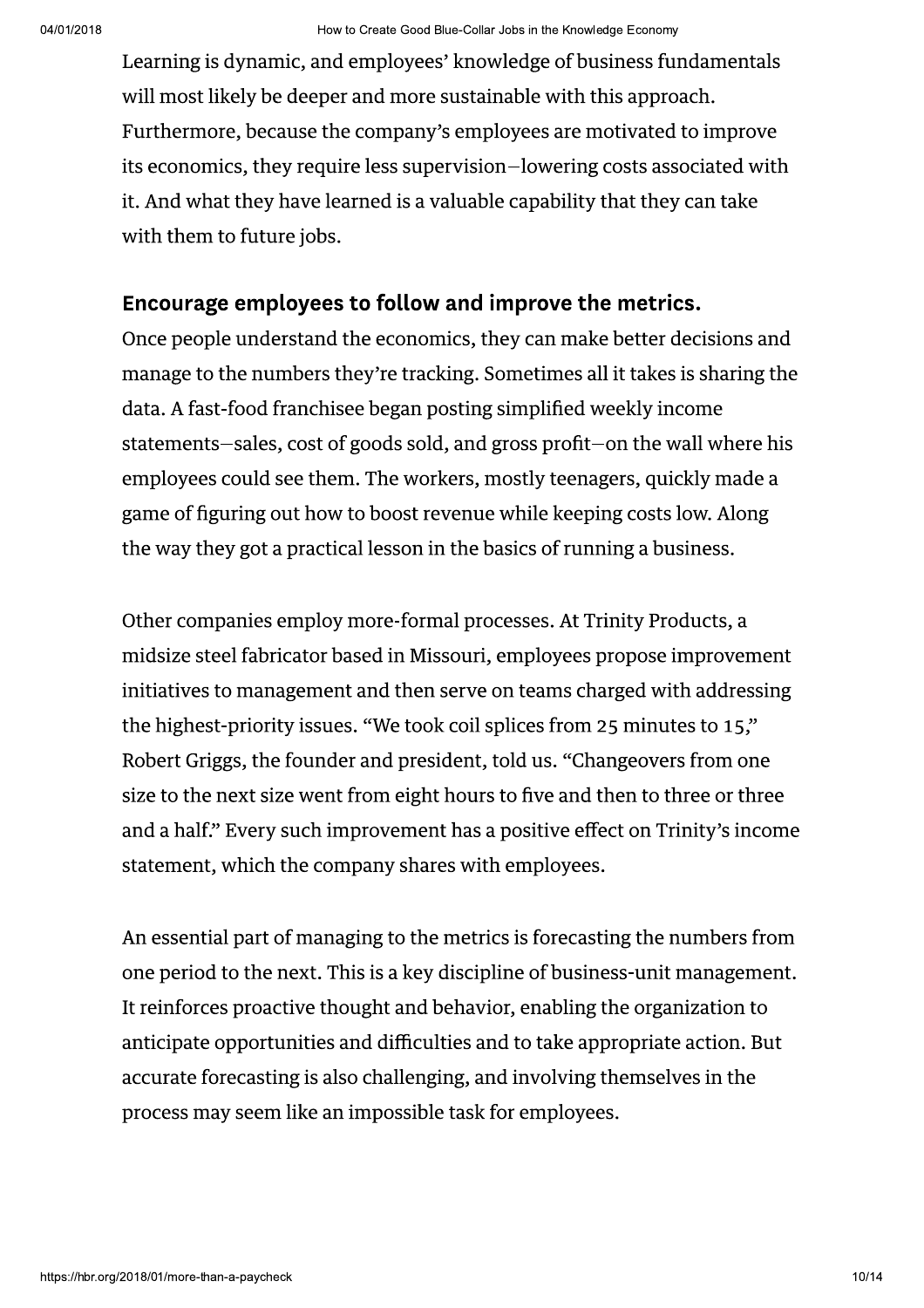Learning is dynamic, and employees' knowledge of business fundamentals will most likely be deeper and more sustainable with this approach. Furthermore, because the company's employees are motivated to improve its economics, they require less supervision—lowering costs associated with it. And what they have learned is a valuable capability that they can take with them to future jobs.

## Encourage employees to follow and improve the metrics.

Once people understand the economics, they can make better decisions and manage to the numbers they're tracking. Sometimes all it takes is sharing the data. A fast-food franchisee began posting simplified weekly income statements—sales, cost of goods sold, and gross profit—on the wall where his employees could see them. The workers, mostly teenagers, quickly made a game of figuring out how to boost revenue while keeping costs low. Along the way they got a practical lesson in the basics of running a business.

Other companies employ more-formal processes. At Trinity Products, a midsize steel fabricator based in Missouri, employees propose improvement initiatives to management and then serve on teams charged with addressing the highest-priority issues. "We took coil splices from 25 minutes to 15," Robert Griggs, the founder and president, told us. "Changeovers from one size to the next size went from eight hours to five and then to three or three and a half." Every such improvement has a positive effect on Trinity's income statement, which the company shares with employees.

An essential part of managing to the metrics is forecasting the numbers from one period to the next. This is a key discipline of business-unit management. It reinforces proactive thought and behavior, enabling the organization to anticipate opportunities and difficulties and to take appropriate action. But accurate forecasting is also challenging, and involving themselves in the process may seem like an impossible task for employees.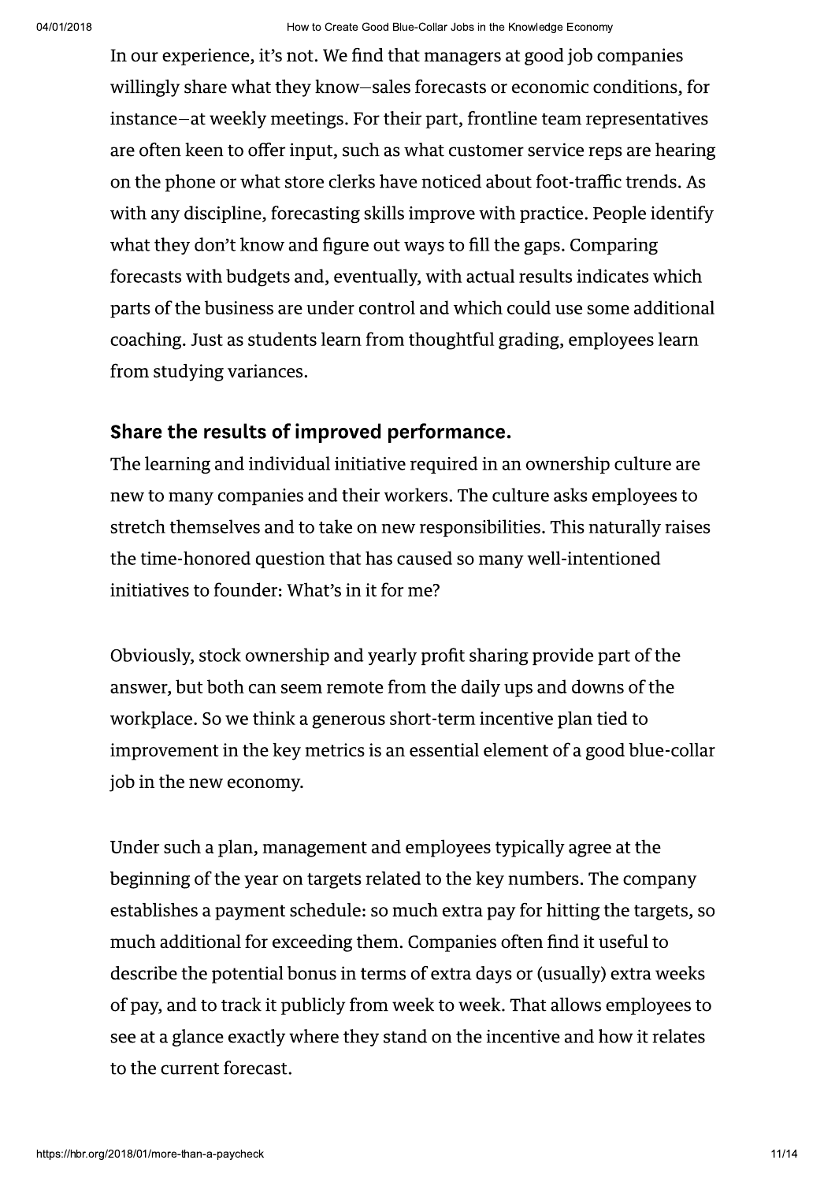In our experience, it's not. We find that managers at good job companies willingly share what they know—sales forecasts or economic conditions, for instance—at weekly meetings. For their part, frontline team representatives are often keen to offer input, such as what customer service reps are hearing on the phone or what store clerks have noticed about foot-traffic trends. As with any discipline, forecasting skills improve with practice. People identify what they don't know and figure out ways to fill the gaps. Comparing forecasts with budgets and, eventually, with actual results indicates which parts of the business are under control and which could use some additional coaching. Just as students learn from thoughtful grading, employees learn from studying variances.

## Share the results of improved performance.

The learning and individual initiative required in an ownership culture are new to many companies and their workers. The culture asks employees to stretch themselves and to take on new responsibilities. This naturally raises the time-honored question that has caused so many well-intentioned initiatives to founder: What's in it for me?

Obviously, stock ownership and yearly profit sharing provide part of the answer, but both can seem remote from the daily ups and downs of the workplace. So we think a generous short-term incentive plan tied to improvement in the key metrics is an essential element of a good blue-collar job in the new economy.

Under such a plan, management and employees typically agree at the beginning of the year on targets related to the key numbers. The company establishes a payment schedule: so much extra pay for hitting the targets, so much additional for exceeding them. Companies often find it useful to describe the potential bonus in terms of extra days or (usually) extra weeks of pay, and to track it publicly from week to week. That allows employees to see at a glance exactly where they stand on the incentive and how it relates to the current forecast.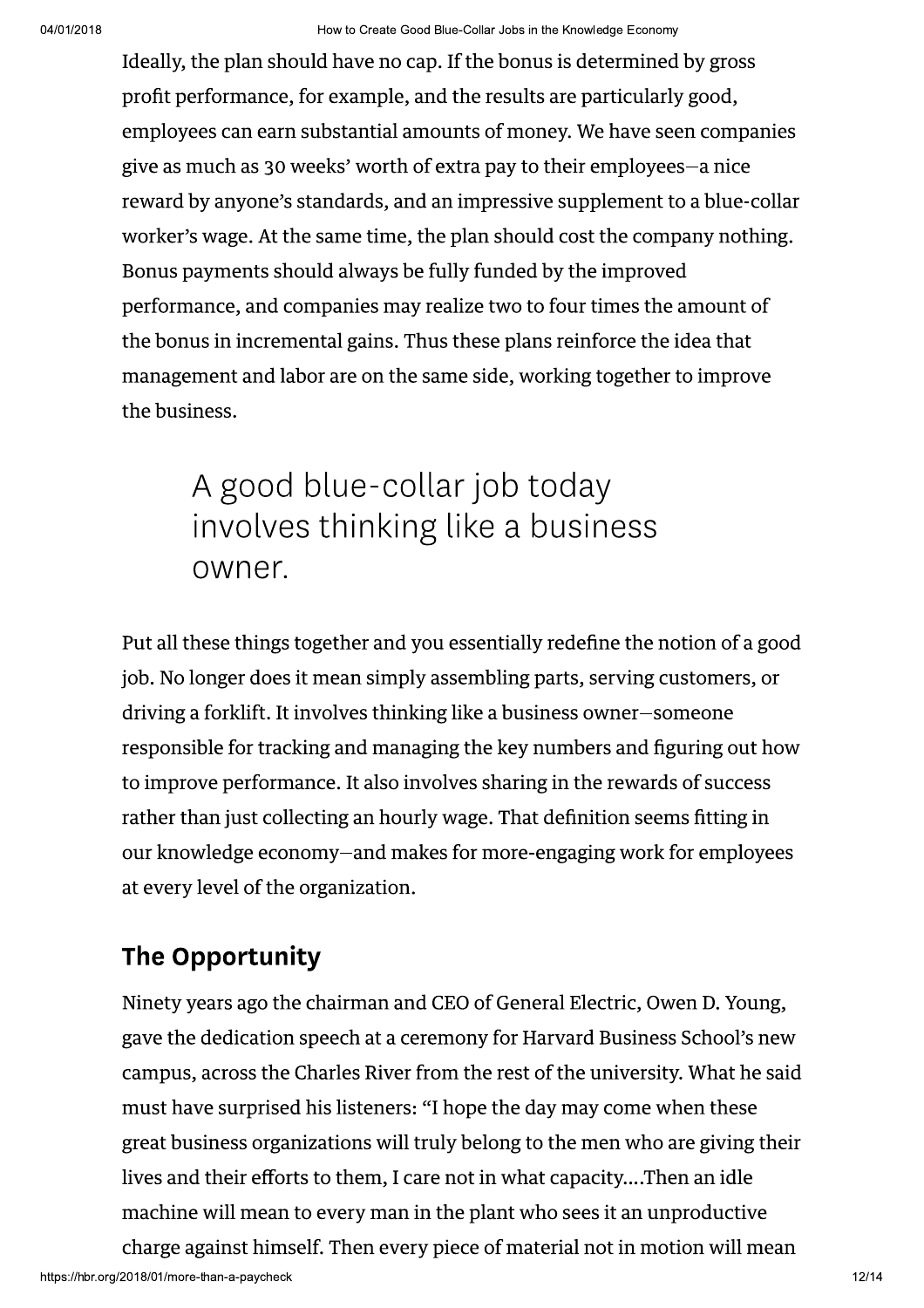Ideally, the plan should have no cap. If the bonus is determined by gross profit performance, for example, and the results are particularly good, employees can earn substantial amounts of money. We have seen companies give as much as 30 weeks' worth of extra pay to their employees—a nice reward by anyone's standards, and an impressive supplement to a blue-collar worker's wage. At the same time, the plan should cost the company nothing. Bonus payments should always be fully funded by the improved performance, and companies may realize two to four times the amount of the bonus in incremental gains. Thus these plans reinforce the idea that management and labor are on the same side, working together to improve the business.

> A good blue-collar job today involves thinking like a business owner.

Put all these things together and you essentially redefine the notion of a good job. No longer does it mean simply assembling parts, serving customers, or driving a forklift. It involves thinking like a business owner—someone responsible for tracking and managing the key numbers and figuring out how to improve performance. It also involves sharing in the rewards of success rather than just collecting an hourly wage. That definition seems fitting in our knowledge economy—and makes for more-engaging work for employees at every level of the organization.

## The Opportunity

Ninety years ago the chairman and CEO of General Electric, Owen D. Young, gave the dedication speech at a ceremony for Harvard Business School's new campus, across the Charles River from the rest of the university. What he said must have surprised his listeners: "I hope the day may come when these great business organizations will truly belong to the men who are giving their lives and their efforts to them, I care not in what capacity....Then an idle machine will mean to every man in the plant who sees it an unproductive charge against himself. Then every piece of material not in motion will mean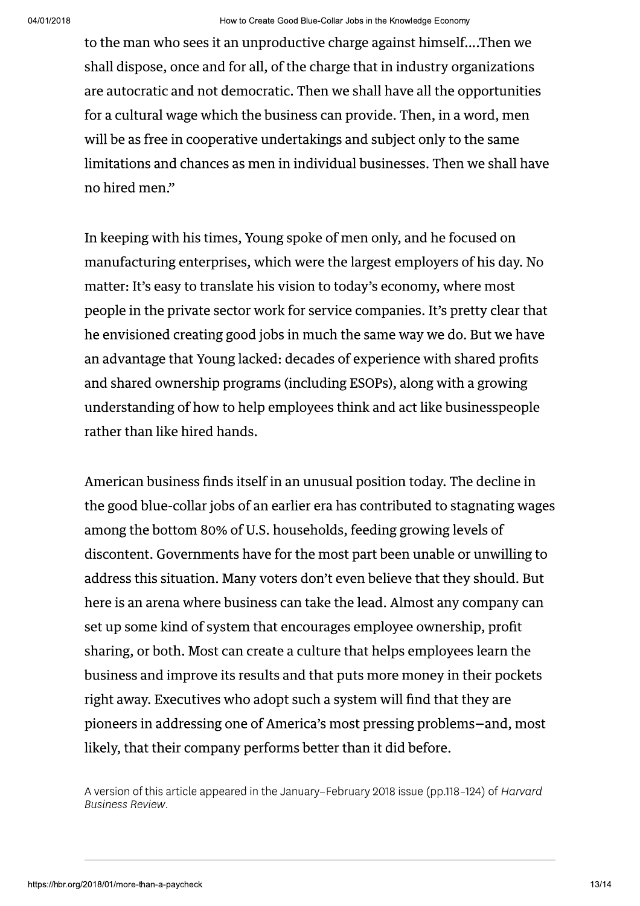to the man who sees it an unproductive charge against himself....Then we shall dispose, once and for all, of the charge that in industry organizations are autocratic and not democratic. Then we shall have all the opportunities for a cultural wage which the business can provide. Then, in a word, men will be as free in cooperative undertakings and subject only to the same limitations and chances as men in individual businesses. Then we shall have no hired men."

In keeping with his times, Young spoke of men only, and he focused on manufacturing enterprises, which were the largest employers of his day. No matter: It's easy to translate his vision to today's economy, where most people in the private sector work for service companies. It's pretty clear that he envisioned creating good jobs in much the same way we do. But we have an advantage that Young lacked: decades of experience with shared profits and shared ownership programs (including ESOPs), along with a growing understanding of how to help employees think and act like businesspeople rather than like hired hands.

American business finds itself in an unusual position today. The decline in the good blue-collar jobs of an earlier era has contributed to stagnating wages among the bottom 80% of U.S. households, feeding growing levels of discontent. Governments have for the most part been unable or unwilling to address this situation. Many voters don't even believe that they should. But here is an arena where business can take the lead. Almost any company can set up some kind of system that encourages employee ownership, profit sharing, or both. Most can create a culture that helps employees learn the business and improve its results and that puts more money in their pockets right away. Executives who adopt such a system will find that they are pioneers in addressing one of America's most pressing problems—and, most likely, that their company performs better than it did before.

A version of this article appeared in the January–February 2018 issue (pp.118–124) of *Harvard Business Review*.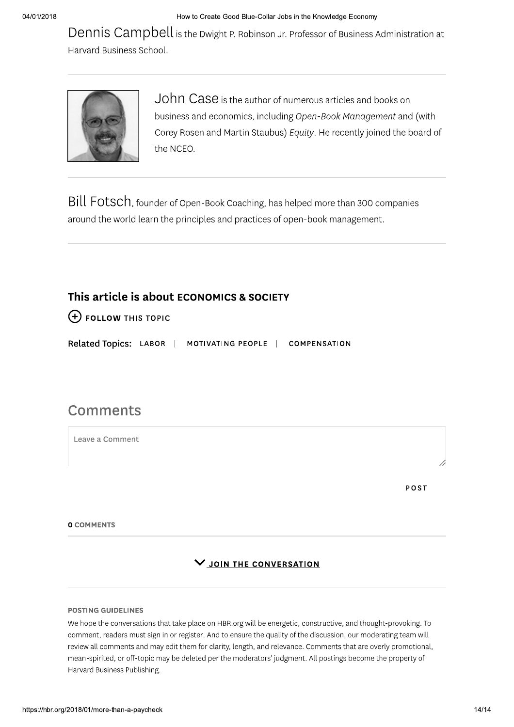Dennis Campbell is the Dwight P. Robinson Jr. Professor of Business Administration at Harvard Business School.

---

John Case is the author of numerous articles and books on business and economics, including *Open-Book Management* and (with Corey Rosen and Martin Staubus) *Equity*. He recently joined the board of the NCEO.

---

Bill Fotsch, founder of Open-Book Coaching, has helped more than 300 companies around the world learn the principles and practices of open-book management.

---

**This article is about ECONOMICS & SOCIETY**

FOLLOW THIS TOPIC

**Related Topics:** LABOR | MOTIVATING PEOPLE | COMPENSATION

## Comments

Leave a Comment

POST

**0 COMMENTS**

JOIN THE CONVERSATION

**POSTING GUIDELINES**

We hope the conversations that take place on HBR.org will be energetic, constructive, and thought-provoking. To comment, readers must sign in or register. And to ensure the quality of the discussion, our moderating team will review all comments and may edit them for clarity, length, and relevance. Comments that are overly promotional, mean-spirited, or off-topic may be deleted per the moderators' judgment. All postings become the property of Harvard Business Publishing.